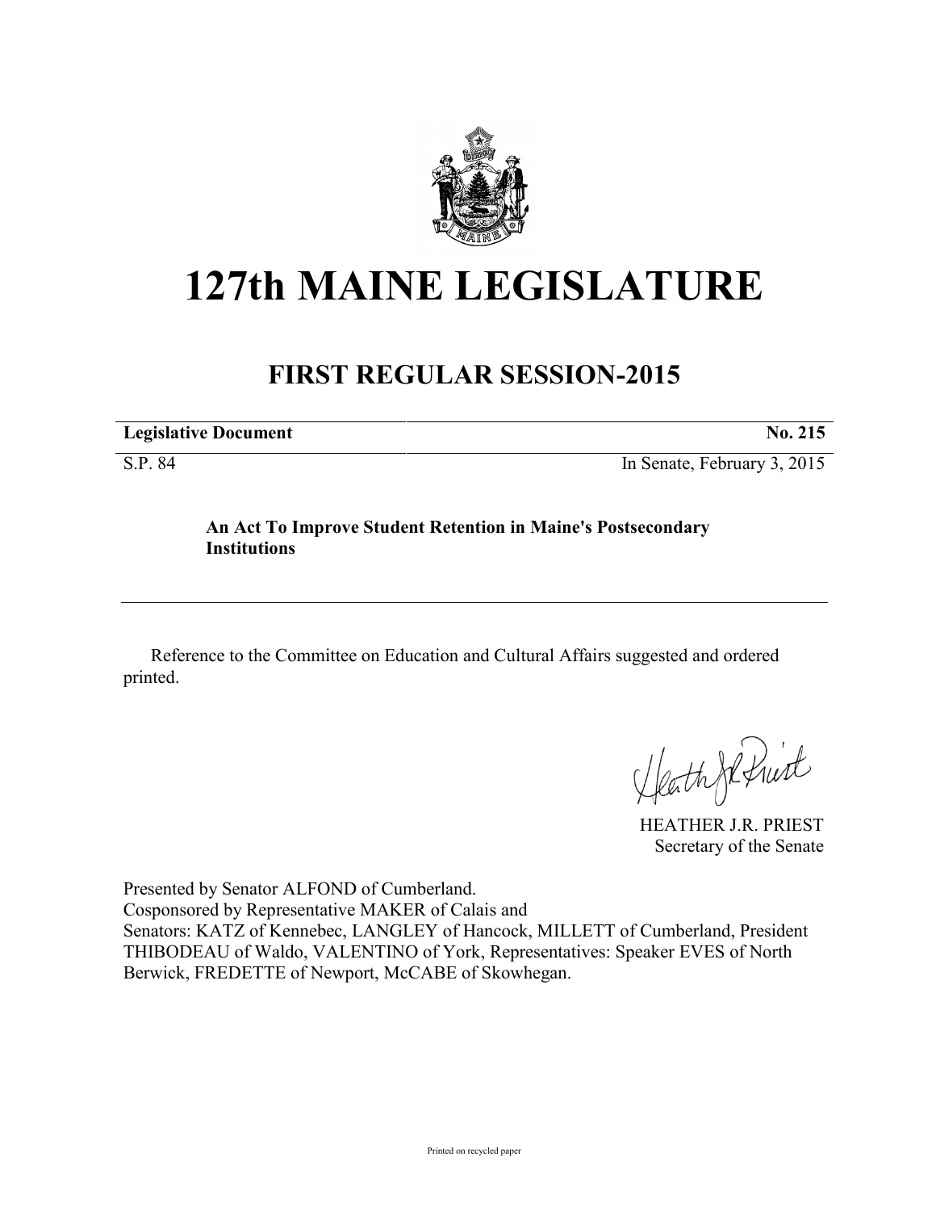# 127th MAINE LEGISLATURE

## FIRST REGULAR SESSION-2015

| **Legislative Document** | **No. 215** |
| --- | --- |
| S.P. 84 | In Senate, February 3, 2015 |

**An Act To Improve Student Retention in Maine's Postsecondary Institutions**

Reference to the Committee on Education and Cultural Affairs suggested and ordered printed.

HEATHER J.R. PRIEST
Secretary of the Senate

Presented by Senator ALFOND of Cumberland.
Cosponsored by Representative MAKER of Calais and
Senators: KATZ of Kennebec, LANGLEY of Hancock, MILLETT of Cumberland, President THIBODEAU of Waldo, VALENTINO of York, Representatives: Speaker EVES of North Berwick, FREDETTE of Newport, McCABE of Skowhegan.

Printed on recycled paper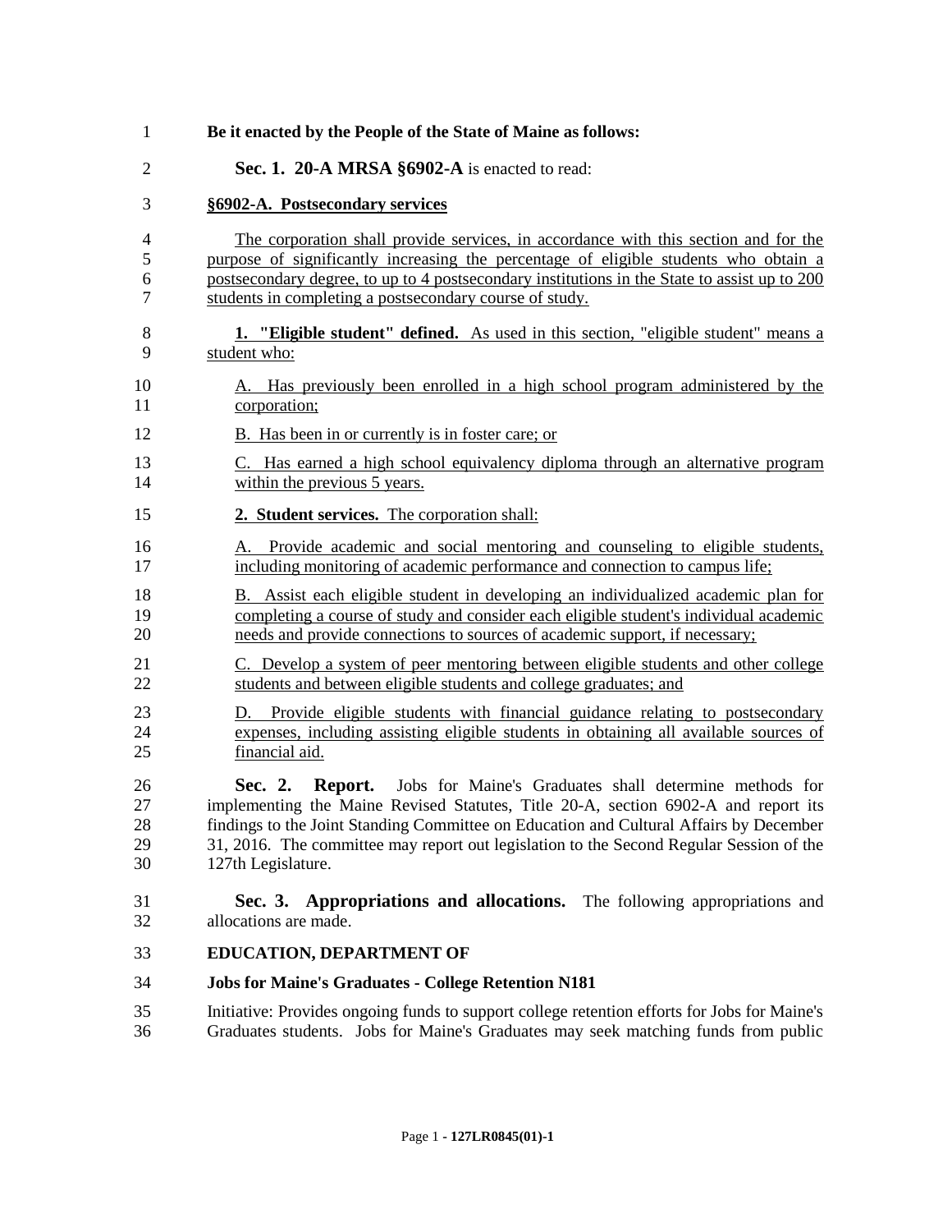**Be it enacted by the People of the State of Maine as follows:**

**Sec. 1. 20-A MRSA §6902-A** is enacted to read:

**§6902-A. Postsecondary services**

The corporation shall provide services, in accordance with this section and for the purpose of significantly increasing the percentage of eligible students who obtain a postsecondary degree, to up to 4 postsecondary institutions in the State to assist up to 200 students in completing a postsecondary course of study.

**1. "Eligible student" defined.** As used in this section, "eligible student" means a student who:

A. Has previously been enrolled in a high school program administered by the corporation;

B. Has been in or currently is in foster care; or

C. Has earned a high school equivalency diploma through an alternative program within the previous 5 years.

**2. Student services.** The corporation shall:

A. Provide academic and social mentoring and counseling to eligible students, including monitoring of academic performance and connection to campus life;

B. Assist each eligible student in developing an individualized academic plan for completing a course of study and consider each eligible student's individual academic needs and provide connections to sources of academic support, if necessary;

C. Develop a system of peer mentoring between eligible students and other college students and between eligible students and college graduates; and

D. Provide eligible students with financial guidance relating to postsecondary expenses, including assisting eligible students in obtaining all available sources of financial aid.

**Sec. 2. Report.** Jobs for Maine's Graduates shall determine methods for implementing the Maine Revised Statutes, Title 20-A, section 6902-A and report its findings to the Joint Standing Committee on Education and Cultural Affairs by December 31, 2016. The committee may report out legislation to the Second Regular Session of the 127th Legislature.

**Sec. 3. Appropriations and allocations.** The following appropriations and allocations are made.

**EDUCATION, DEPARTMENT OF**

**Jobs for Maine's Graduates - College Retention N181**

Initiative: Provides ongoing funds to support college retention efforts for Jobs for Maine's Graduates students. Jobs for Maine's Graduates may seek matching funds from public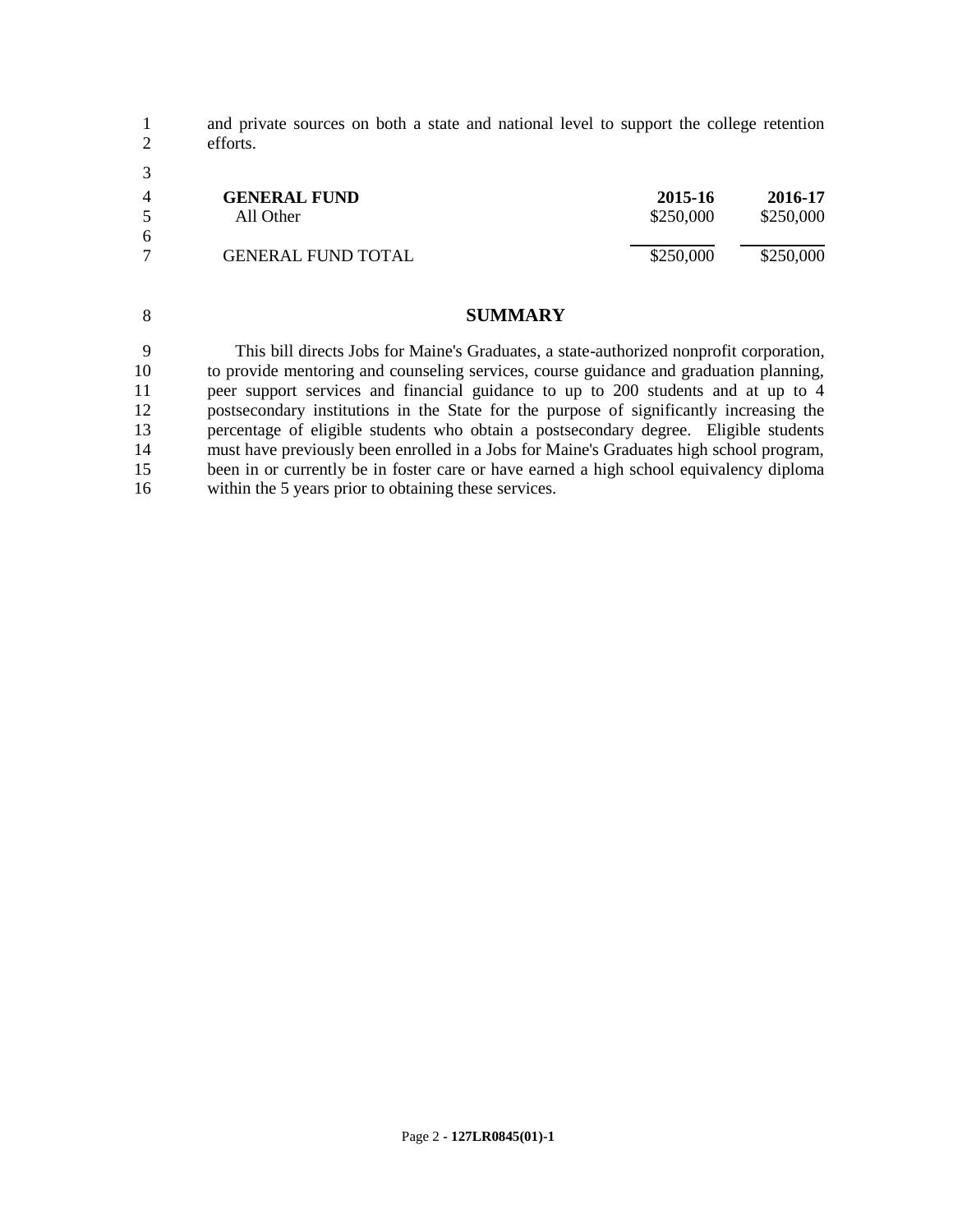and private sources on both a state and national level to support the college retention efforts.

| | | |
|---|---|---|
| **GENERAL FUND** | **2015-16** | **2016-17** |
| All Other | $250,000 | $250,000 |
| GENERAL FUND TOTAL | $250,000 | $250,000 |

## SUMMARY

This bill directs Jobs for Maine's Graduates, a state-authorized nonprofit corporation, to provide mentoring and counseling services, course guidance and graduation planning, peer support services and financial guidance to up to 200 students and at up to 4 postsecondary institutions in the State for the purpose of significantly increasing the percentage of eligible students who obtain a postsecondary degree. Eligible students must have previously been enrolled in a Jobs for Maine's Graduates high school program, been in or currently be in foster care or have earned a high school equivalency diploma within the 5 years prior to obtaining these services.